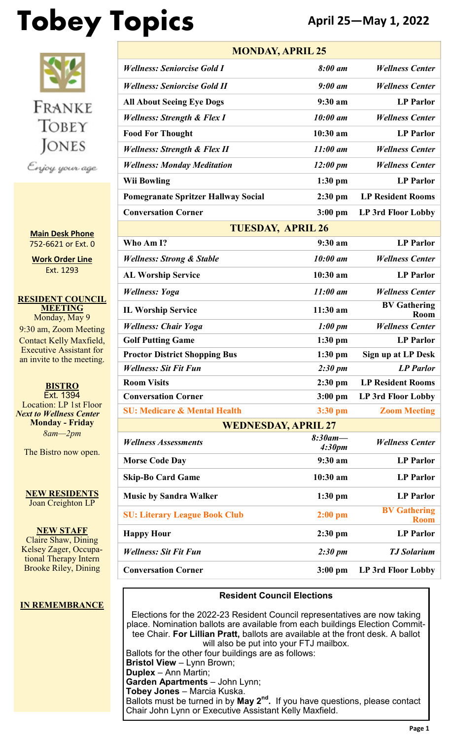# Tobey Topics

**April 25—May 1, 2022**

FRANKE TOBEY JONES

*Enjoy your age*

**Main Desk Phone**
752-6621 or Ext. 0

**Work Order Line**
Ext. 1293

**RESIDENT COUNCIL MEETING**
Monday, May 9
9:30 am, Zoom Meeting
Contact Kelly Maxfield, Executive Assistant for an invite to the meeting.

**BISTRO**
Ext. 1394
Location: LP 1st Floor
***Next to Wellness Center***
**Monday - Friday**
*8am—2pm*

The Bistro now open.

**NEW RESIDENTS**
Joan Creighton LP

**NEW STAFF**
Claire Shaw, Dining
Kelsey Zager, Occupational Therapy Intern
Brooke Riley, Dining

**IN REMEMBRANCE**

| **MONDAY, APRIL 25** | | |
|---|---|---|
| ***Wellness: Seniorcise Gold I*** | ***8:00 am*** | ***Wellness Center*** |
| ***Wellness: Seniorcise Gold II*** | ***9:00 am*** | ***Wellness Center*** |
| **All About Seeing Eye Dogs** | **9:30 am** | **LP Parlor** |
| ***Wellness: Strength & Flex I*** | ***10:00 am*** | ***Wellness Center*** |
| **Food For Thought** | **10:30 am** | **LP Parlor** |
| ***Wellness: Strength & Flex II*** | ***11:00 am*** | ***Wellness Center*** |
| ***Wellness: Monday Meditation*** | ***12:00 pm*** | ***Wellness Center*** |
| **Wii Bowling** | **1:30 pm** | **LP Parlor** |
| **Pomegranate Spritzer Hallway Social** | **2:30 pm** | **LP Resident Rooms** |
| **Conversation Corner** | **3:00 pm** | **LP 3rd Floor Lobby** |
| **TUESDAY, APRIL 26** | | |
| **Who Am I?** | **9:30 am** | **LP Parlor** |
| ***Wellness: Strong & Stable*** | ***10:00 am*** | ***Wellness Center*** |
| **AL Worship Service** | **10:30 am** | **LP Parlor** |
| ***Wellness: Yoga*** | ***11:00 am*** | ***Wellness Center*** |
| **IL Worship Service** | **11:30 am** | **BV Gathering Room** |
| ***Wellness: Chair Yoga*** | ***1:00 pm*** | ***Wellness Center*** |
| **Golf Putting Game** | **1:30 pm** | **LP Parlor** |
| **Proctor District Shopping Bus** | **1:30 pm** | **Sign up at LP Desk** |
| ***Wellness: Sit Fit Fun*** | ***2:30 pm*** | ***LP Parlor*** |
| **Room Visits** | **2:30 pm** | **LP Resident Rooms** |
| **Conversation Corner** | **3:00 pm** | **LP 3rd Floor Lobby** |
| **SU: Medicare & Mental Health** | **3:30 pm** | **Zoom Meeting** |
| **WEDNESDAY, APRIL 27** | | |
| ***Wellness Assessments*** | ***8:30am—4:30pm*** | ***Wellness Center*** |
| **Morse Code Day** | **9:30 am** | **LP Parlor** |
| **Skip-Bo Card Game** | **10:30 am** | **LP Parlor** |
| **Music by Sandra Walker** | **1:30 pm** | **LP Parlor** |
| **SU: Literary League Book Club** | **2:00 pm** | **BV Gathering Room** |
| **Happy Hour** | **2:30 pm** | **LP Parlor** |
| ***Wellness: Sit Fit Fun*** | ***2:30 pm*** | ***TJ Solarium*** |
| **Conversation Corner** | **3:00 pm** | **LP 3rd Floor Lobby** |

**Resident Council Elections**

Elections for the 2022-23 Resident Council representatives are now taking place. Nomination ballots are available from each buildings Election Committee Chair. **For Lillian Pratt,** ballots are available at the front desk. A ballot will also be put into your FTJ mailbox.
Ballots for the other four buildings are as follows:
**Bristol View** – Lynn Brown;
**Duplex** – Ann Martin;
**Garden Apartments** – John Lynn;
**Tobey Jones** – Marcia Kuska.
Ballots must be turned in by **May 2nd.** If you have questions, please contact Chair John Lynn or Executive Assistant Kelly Maxfield.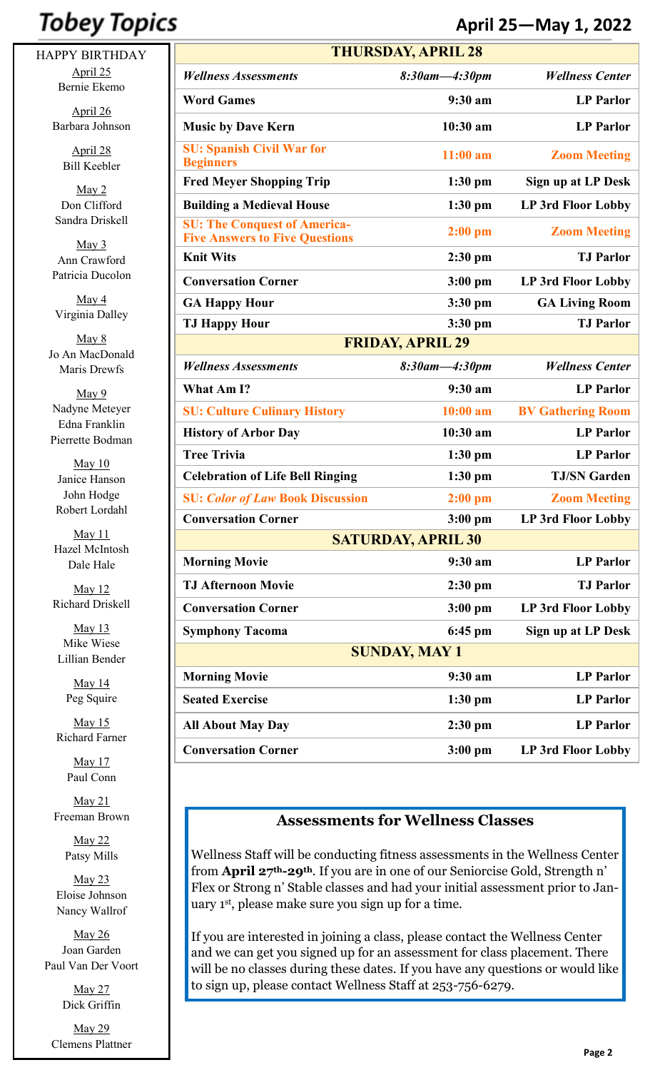# Tobey Topics

## April 25—May 1, 2022

### HAPPY BIRTHDAY

April 25
Bernie Ekemo

April 26
Barbara Johnson

April 28
Bill Keebler

May 2
Don Clifford
Sandra Driskell

May 3
Ann Crawford
Patricia Ducolon

May 4
Virginia Dalley

May 8
Jo An MacDonald
Maris Drewfs

May 9
Nadyne Meteyer
Edna Franklin
Pierrette Bodman

May 10
Janice Hanson
John Hodge
Robert Lordahl

May 11
Hazel McIntosh
Dale Hale

May 12
Richard Driskell

May 13
Mike Wiese
Lillian Bender

May 14
Peg Squire

May 15
Richard Farner

May 17
Paul Conn

May 21
Freeman Brown

May 22
Patsy Mills

May 23
Eloise Johnson
Nancy Wallrof

May 26
Joan Garden
Paul Van Der Voort

May 27
Dick Griffin

May 29
Clemens Plattner

| **THURSDAY, APRIL 28** | | |
|---|---|---|
| ***Wellness Assessments*** | ***8:30am—4:30pm*** | ***Wellness Center*** |
| **Word Games** | **9:30 am** | **LP Parlor** |
| **Music by Dave Kern** | **10:30 am** | **LP Parlor** |
| **SU: Spanish Civil War for Beginners** | **11:00 am** | **Zoom Meeting** |
| **Fred Meyer Shopping Trip** | **1:30 pm** | **Sign up at LP Desk** |
| **Building a Medieval House** | **1:30 pm** | **LP 3rd Floor Lobby** |
| **SU: The Conquest of America-Five Answers to Five Questions** | **2:00 pm** | **Zoom Meeting** |
| **Knit Wits** | **2:30 pm** | **TJ Parlor** |
| **Conversation Corner** | **3:00 pm** | **LP 3rd Floor Lobby** |
| **GA Happy Hour** | **3:30 pm** | **GA Living Room** |
| **TJ Happy Hour** | **3:30 pm** | **TJ Parlor** |
| **FRIDAY, APRIL 29** | | |
| ***Wellness Assessments*** | ***8:30am—4:30pm*** | ***Wellness Center*** |
| **What Am I?** | **9:30 am** | **LP Parlor** |
| **SU: Culture Culinary History** | **10:00 am** | **BV Gathering Room** |
| **History of Arbor Day** | **10:30 am** | **LP Parlor** |
| **Tree Trivia** | **1:30 pm** | **LP Parlor** |
| **Celebration of Life Bell Ringing** | **1:30 pm** | **TJ/SN Garden** |
| **SU: *Color of Law* Book Discussion** | **2:00 pm** | **Zoom Meeting** |
| **Conversation Corner** | **3:00 pm** | **LP 3rd Floor Lobby** |
| **SATURDAY, APRIL 30** | | |
| **Morning Movie** | **9:30 am** | **LP Parlor** |
| **TJ Afternoon Movie** | **2:30 pm** | **TJ Parlor** |
| **Conversation Corner** | **3:00 pm** | **LP 3rd Floor Lobby** |
| **Symphony Tacoma** | **6:45 pm** | **Sign up at LP Desk** |
| **SUNDAY, MAY 1** | | |
| **Morning Movie** | **9:30 am** | **LP Parlor** |
| **Seated Exercise** | **1:30 pm** | **LP Parlor** |
| **All About May Day** | **2:30 pm** | **LP Parlor** |
| **Conversation Corner** | **3:00 pm** | **LP 3rd Floor Lobby** |

### Assessments for Wellness Classes

Wellness Staff will be conducting fitness assessments in the Wellness Center from **April 27th-29th**. If you are in one of our Seniorcise Gold, Strength n' Flex or Strong n' Stable classes and had your initial assessment prior to January 1st, please make sure you sign up for a time.

If you are interested in joining a class, please contact the Wellness Center and we can get you signed up for an assessment for class placement. There will be no classes during these dates. If you have any questions or would like to sign up, please contact Wellness Staff at 253-756-6279.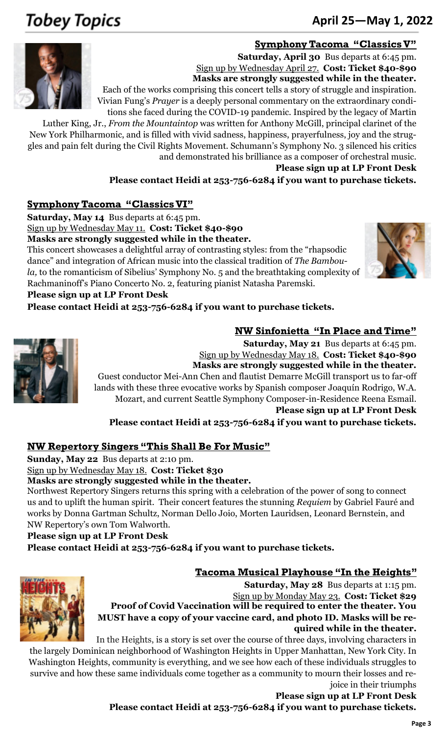## Symphony Tacoma "Classics V"

**Saturday, April 30** Bus departs at 6:45 pm.
Sign up by Wednesday April 27. **Cost: Ticket $40-$90**
**Masks are strongly suggested while in the theater.**

Each of the works comprising this concert tells a story of struggle and inspiration. Vivian Fung's *Prayer* is a deeply personal commentary on the extraordinary conditions she faced during the COVID-19 pandemic. Inspired by the legacy of Martin Luther King, Jr., *From the Mountaintop* was written for Anthony McGill, principal clarinet of the New York Philharmonic, and is filled with vivid sadness, happiness, prayerfulness, joy and the struggles and pain felt during the Civil Rights Movement. Schumann's Symphony No. 3 silenced his critics and demonstrated his brilliance as a composer of orchestral music.

**Please sign up at LP Front Desk**
**Please contact Heidi at 253-756-6284 if you want to purchase tickets.**

## Symphony Tacoma "Classics VI"

**Saturday, May 14** Bus departs at 6:45 pm.
Sign up by Wednesday May 11. **Cost: Ticket $40-$90**
**Masks are strongly suggested while in the theater.**

This concert showcases a delightful array of contrasting styles: from the "rhapsodic dance" and integration of African music into the classical tradition of *The Bamboula,* to the romanticism of Sibelius' Symphony No. 5 and the breathtaking complexity of Rachmaninoff's Piano Concerto No. 2, featuring pianist Natasha Paremski.

**Please sign up at LP Front Desk**
**Please contact Heidi at 253-756-6284 if you want to purchase tickets.**

## NW Sinfonietta "In Place and Time"

**Saturday, May 21** Bus departs at 6:45 pm.
Sign up by Wednesday May 18. **Cost: Ticket $40-$90**
**Masks are strongly suggested while in the theater.**

Guest conductor Mei-Ann Chen and flautist Demarre McGill transport us to far-off lands with these three evocative works by Spanish composer Joaquín Rodrigo, W.A. Mozart, and current Seattle Symphony Composer-in-Residence Reena Esmail.

**Please sign up at LP Front Desk**
**Please contact Heidi at 253-756-6284 if you want to purchase tickets.**

## NW Repertory Singers "This Shall Be For Music"

**Sunday, May 22** Bus departs at 2:10 pm.
Sign up by Wednesday May 18. **Cost: Ticket $30**
**Masks are strongly suggested while in the theater.**

Northwest Repertory Singers returns this spring with a celebration of the power of song to connect us and to uplift the human spirit. Their concert features the stunning *Requiem* by Gabriel Fauré and works by Donna Gartman Schultz, Norman Dello Joio, Morten Lauridsen, Leonard Bernstein, and NW Repertory's own Tom Walworth.

**Please sign up at LP Front Desk**
**Please contact Heidi at 253-756-6284 if you want to purchase tickets.**

## Tacoma Musical Playhouse "In the Heights"

**Saturday, May 28** Bus departs at 1:15 pm.
Sign up by Monday May 23. **Cost: Ticket $29**
**Proof of Covid Vaccination will be required to enter the theater. You MUST have a copy of your vaccine card, and photo ID. Masks will be required while in the theater.**

In the Heights, is a story is set over the course of three days, involving characters in the largely Dominican neighborhood of Washington Heights in Upper Manhattan, New York City. In Washington Heights, community is everything, and we see how each of these individuals struggles to survive and how these same individuals come together as a community to mourn their losses and rejoice in their triumphs

**Please sign up at LP Front Desk**
**Please contact Heidi at 253-756-6284 if you want to purchase tickets.**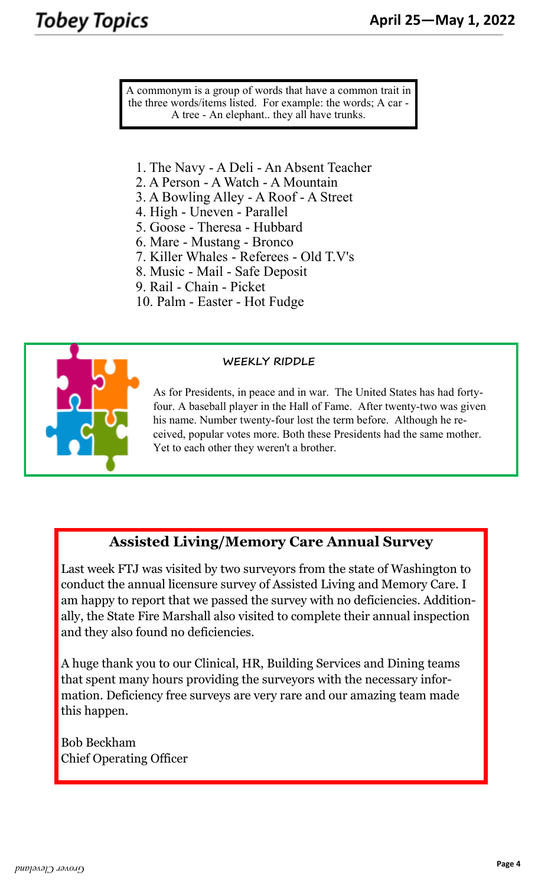A commonym is a group of words that have a common trait in the three words/items listed. For example: the words; A car - A tree - An elephant.. they all have trunks.

1. The Navy - A Deli - An Absent Teacher
2. A Person - A Watch - A Mountain
3. A Bowling Alley - A Roof - A Street
4. High - Uneven - Parallel
5. Goose - Theresa - Hubbard
6. Mare - Mustang - Bronco
7. Killer Whales - Referees - Old T.V's
8. Music - Mail - Safe Deposit
9. Rail - Chain - Picket
10. Palm - Easter - Hot Fudge

### WEEKLY RIDDLE

As for Presidents, in peace and in war. The United States has had forty-four. A baseball player in the Hall of Fame. After twenty-two was given his name. Number twenty-four lost the term before. Although he received, popular votes more. Both these Presidents had the same mother. Yet to each other they weren't a brother.

## Assisted Living/Memory Care Annual Survey

Last week FTJ was visited by two surveyors from the state of Washington to conduct the annual licensure survey of Assisted Living and Memory Care. I am happy to report that we passed the survey with no deficiencies. Additionally, the State Fire Marshall also visited to complete their annual inspection and they also found no deficiencies.

A huge thank you to our Clinical, HR, Building Services and Dining teams that spent many hours providing the surveyors with the necessary information. Deficiency free surveys are very rare and our amazing team made this happen.

Bob Beckham
Chief Operating Officer

*Grover Cleveland*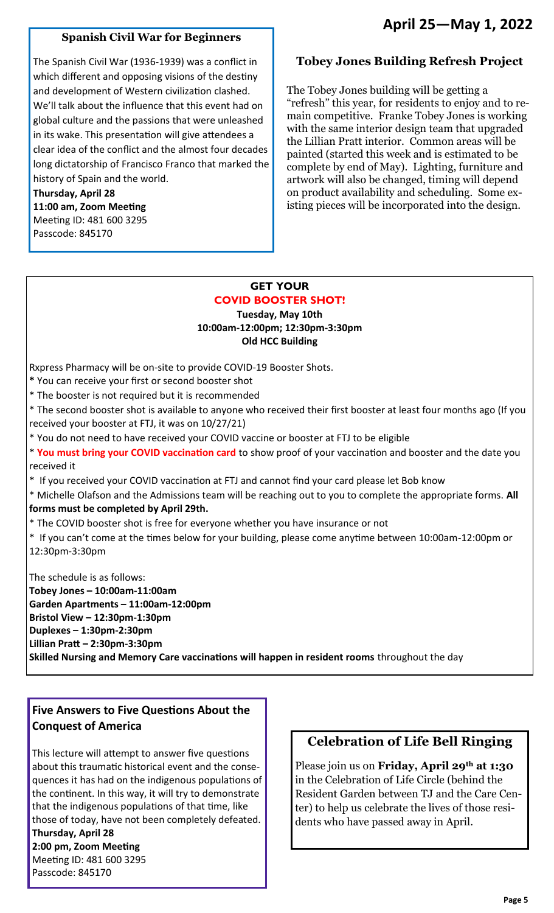## April 25—May 1, 2022

### Spanish Civil War for Beginners

The Spanish Civil War (1936-1939) was a conflict in which different and opposing visions of the destiny and development of Western civilization clashed. We'll talk about the influence that this event had on global culture and the passions that were unleashed in its wake. This presentation will give attendees a clear idea of the conflict and the almost four decades long dictatorship of Francisco Franco that marked the history of Spain and the world.

**Thursday, April 28**
**11:00 am, Zoom Meeting**
Meeting ID: 481 600 3295
Passcode: 845170

### Tobey Jones Building Refresh Project

The Tobey Jones building will be getting a "refresh" this year, for residents to enjoy and to remain competitive. Franke Tobey Jones is working with the same interior design team that upgraded the Lillian Pratt interior. Common areas will be painted (started this week and is estimated to be complete by end of May). Lighting, furniture and artwork will also be changed, timing will depend on product availability and scheduling. Some existing pieces will be incorporated into the design.

### GET YOUR COVID BOOSTER SHOT!

**Tuesday, May 10th**
**10:00am-12:00pm; 12:30pm-3:30pm**
**Old HCC Building**

Rxpress Pharmacy will be on-site to provide COVID-19 Booster Shots.

* You can receive your first or second booster shot
* The booster is not required but it is recommended
* The second booster shot is available to anyone who received their first booster at least four months ago (If you received your booster at FTJ, it was on 10/27/21)
* You do not need to have received your COVID vaccine or booster at FTJ to be eligible
* **You must bring your COVID vaccination card** to show proof of your vaccination and booster and the date you received it
* If you received your COVID vaccination at FTJ and cannot find your card please let Bob know
* Michelle Olafson and the Admissions team will be reaching out to you to complete the appropriate forms. **All forms must be completed by April 29th.**
* The COVID booster shot is free for everyone whether you have insurance or not
* If you can't come at the times below for your building, please come anytime between 10:00am-12:00pm or 12:30pm-3:30pm

The schedule is as follows:

**Tobey Jones – 10:00am-11:00am**
**Garden Apartments – 11:00am-12:00pm**
**Bristol View – 12:30pm-1:30pm**
**Duplexes – 1:30pm-2:30pm**
**Lillian Pratt – 2:30pm-3:30pm**
**Skilled Nursing and Memory Care vaccinations will happen in resident rooms** throughout the day

### Five Answers to Five Questions About the Conquest of America

This lecture will attempt to answer five questions about this traumatic historical event and the consequences it has had on the indigenous populations of the continent. In this way, it will try to demonstrate that the indigenous populations of that time, like those of today, have not been completely defeated.

**Thursday, April 28**
**2:00 pm, Zoom Meeting**
Meeting ID: 481 600 3295
Passcode: 845170

### Celebration of Life Bell Ringing

Please join us on **Friday, April 29th at 1:30** in the Celebration of Life Circle (behind the Resident Garden between TJ and the Care Center) to help us celebrate the lives of those residents who have passed away in April.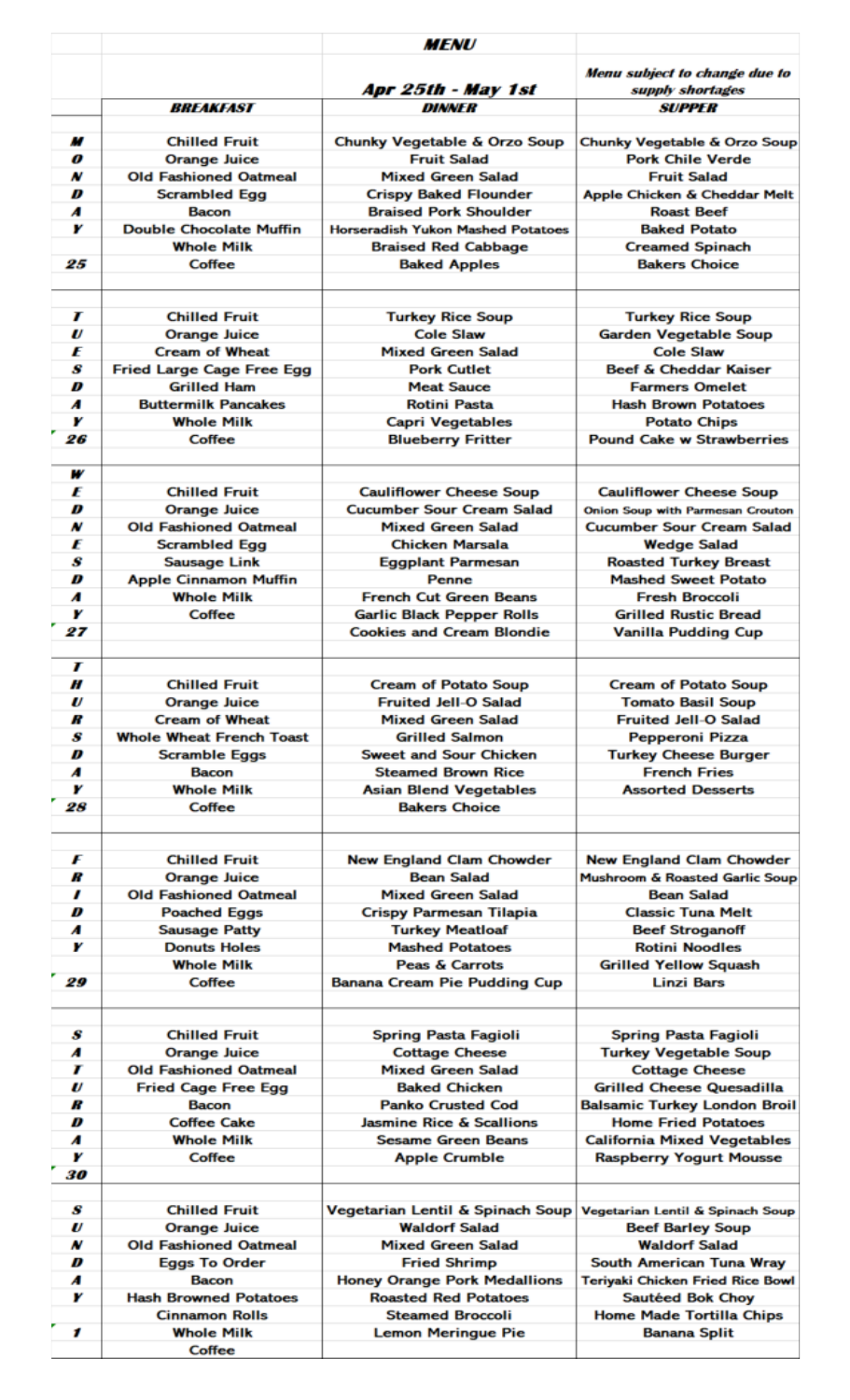# MENU

## Apr 25th - May 1st

*Menu subject to change due to supply shortages*

| | BREAKFAST | DINNER | SUPPER |
|---|---|---|---|
| MONDAY 25 | Chilled Fruit | Chunky Vegetable & Orzo Soup | Chunky Vegetable & Orzo Soup |
| | Orange Juice | Fruit Salad | Pork Chile Verde |
| | Old Fashioned Oatmeal | Mixed Green Salad | Fruit Salad |
| | Scrambled Egg | Crispy Baked Flounder | Apple Chicken & Cheddar Melt |
| | Bacon | Braised Pork Shoulder | Roast Beef |
| | Double Chocolate Muffin | Horseradish Yukon Mashed Potatoes | Baked Potato |
| | Whole Milk | Braised Red Cabbage | Creamed Spinach |
| | Coffee | Baked Apples | Bakers Choice |
| TUESDAY 26 | Chilled Fruit | Turkey Rice Soup | Turkey Rice Soup |
| | Orange Juice | Cole Slaw | Garden Vegetable Soup |
| | Cream of Wheat | Mixed Green Salad | Cole Slaw |
| | Fried Large Cage Free Egg | Pork Cutlet | Beef & Cheddar Kaiser |
| | Grilled Ham | Meat Sauce | Farmers Omelet |
| | Buttermilk Pancakes | Rotini Pasta | Hash Brown Potatoes |
| | Whole Milk | Capri Vegetables | Potato Chips |
| | Coffee | Blueberry Fritter | Pound Cake w Strawberries |
| WEDNESDAY 27 | Chilled Fruit | Cauliflower Cheese Soup | Cauliflower Cheese Soup |
| | Orange Juice | Cucumber Sour Cream Salad | Onion Soup with Parmesan Crouton |
| | Old Fashioned Oatmeal | Mixed Green Salad | Cucumber Sour Cream Salad |
| | Scrambled Egg | Chicken Marsala | Wedge Salad |
| | Sausage Link | Eggplant Parmesan | Roasted Turkey Breast |
| | Apple Cinnamon Muffin | Penne | Mashed Sweet Potato |
| | Whole Milk | French Cut Green Beans | Fresh Broccoli |
| | Coffee | Garlic Black Pepper Rolls | Grilled Rustic Bread |
| | | Cookies and Cream Blondie | Vanilla Pudding Cup |
| THURSDAY 28 | Chilled Fruit | Cream of Potato Soup | Cream of Potato Soup |
| | Orange Juice | Fruited Jell-O Salad | Tomato Basil Soup |
| | Cream of Wheat | Mixed Green Salad | Fruited Jell-O Salad |
| | Whole Wheat French Toast | Grilled Salmon | Pepperoni Pizza |
| | Scramble Eggs | Sweet and Sour Chicken | Turkey Cheese Burger |
| | Bacon | Steamed Brown Rice | French Fries |
| | Whole Milk | Asian Blend Vegetables | Assorted Desserts |
| | Coffee | Bakers Choice | |
| FRIDAY 29 | Chilled Fruit | New England Clam Chowder | New England Clam Chowder |
| | Orange Juice | Bean Salad | Mushroom & Roasted Garlic Soup |
| | Old Fashioned Oatmeal | Mixed Green Salad | Bean Salad |
| | Poached Eggs | Crispy Parmesan Tilapia | Classic Tuna Melt |
| | Sausage Patty | Turkey Meatloaf | Beef Stroganoff |
| | Donuts Holes | Mashed Potatoes | Rotini Noodles |
| | Whole Milk | Peas & Carrots | Grilled Yellow Squash |
| | Coffee | Banana Cream Pie Pudding Cup | Linzi Bars |
| SATURDAY 30 | Chilled Fruit | Spring Pasta Fagioli | Spring Pasta Fagioli |
| | Orange Juice | Cottage Cheese | Turkey Vegetable Soup |
| | Old Fashioned Oatmeal | Mixed Green Salad | Cottage Cheese |
| | Fried Cage Free Egg | Baked Chicken | Grilled Cheese Quesadilla |
| | Bacon | Panko Crusted Cod | Balsamic Turkey London Broil |
| | Coffee Cake | Jasmine Rice & Scallions | Home Fried Potatoes |
| | Whole Milk | Sesame Green Beans | California Mixed Vegetables |
| | Coffee | Apple Crumble | Raspberry Yogurt Mousse |
| SUNDAY 1 | Chilled Fruit | Vegetarian Lentil & Spinach Soup | Vegetarian Lentil & Spinach Soup |
| | Orange Juice | Waldorf Salad | Beef Barley Soup |
| | Old Fashioned Oatmeal | Mixed Green Salad | Waldorf Salad |
| | Eggs To Order | Fried Shrimp | South American Tuna Wray |
| | Bacon | Honey Orange Pork Medallions | Teriyaki Chicken Fried Rice Bowl |
| | Hash Browned Potatoes | Roasted Red Potatoes | Sautéed Bok Choy |
| | Cinnamon Rolls | Steamed Broccoli | Home Made Tortilla Chips |
| | Whole Milk | Lemon Meringue Pie | Banana Split |
| | Coffee | | |